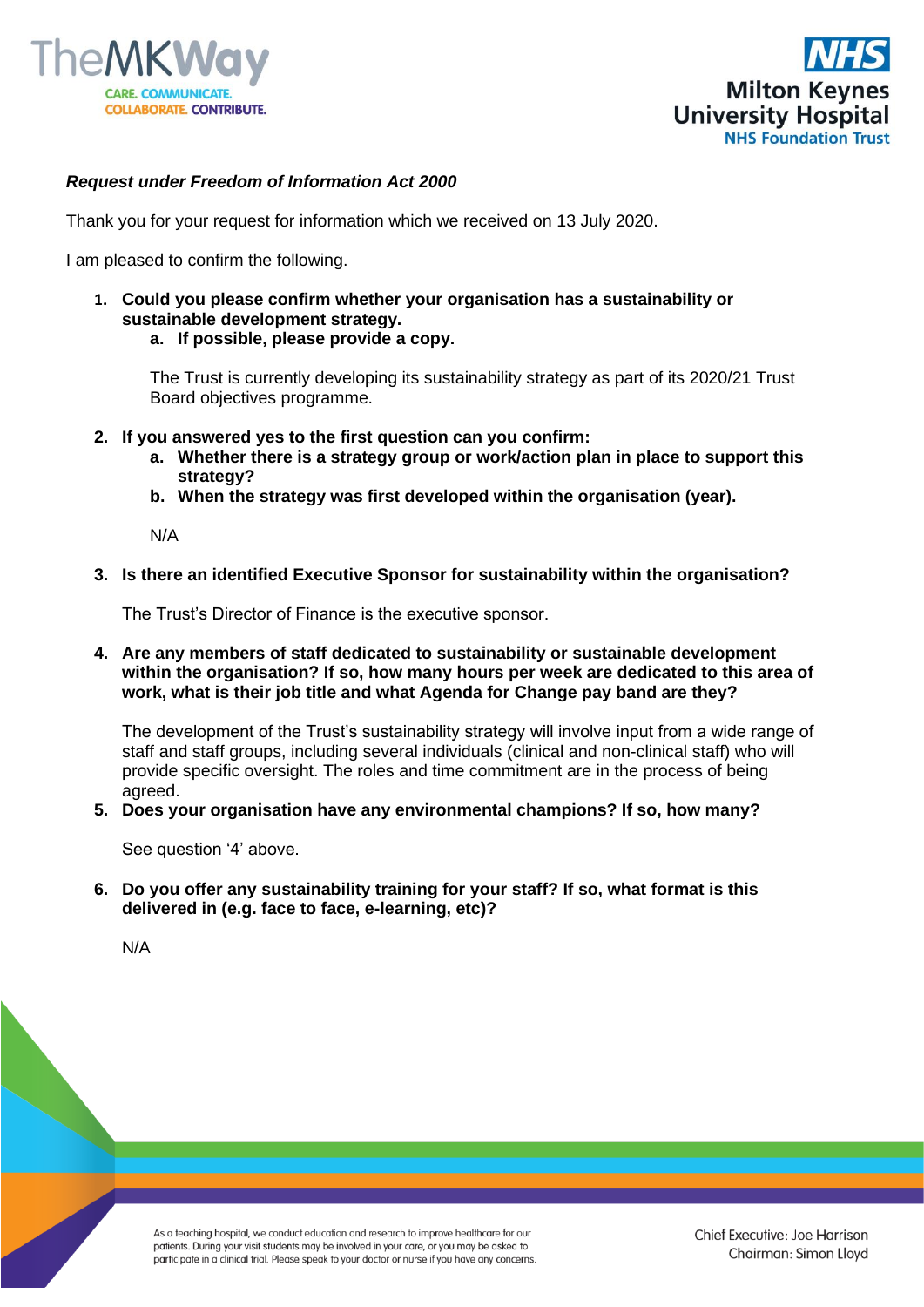***Request under Freedom of Information Act 2000***

Thank you for your request for information which we received on 13 July 2020.

I am pleased to confirm the following.

1. **Could you please confirm whether your organisation has a sustainability or sustainable development strategy.**
   a. **If possible, please provide a copy.**

   The Trust is currently developing its sustainability strategy as part of its 2020/21 Trust Board objectives programme.

2. **If you answered yes to the first question can you confirm:**
   a. **Whether there is a strategy group or work/action plan in place to support this strategy?**
   b. **When the strategy was first developed within the organisation (year).**

   N/A

3. **Is there an identified Executive Sponsor for sustainability within the organisation?**

   The Trust's Director of Finance is the executive sponsor.

4. **Are any members of staff dedicated to sustainability or sustainable development within the organisation? If so, how many hours per week are dedicated to this area of work, what is their job title and what Agenda for Change pay band are they?**

   The development of the Trust's sustainability strategy will involve input from a wide range of staff and staff groups, including several individuals (clinical and non-clinical staff) who will provide specific oversight. The roles and time commitment are in the process of being agreed.

5. **Does your organisation have any environmental champions? If so, how many?**

   See question '4' above.

6. **Do you offer any sustainability training for your staff? If so, what format is this delivered in (e.g. face to face, e-learning, etc)?**

   N/A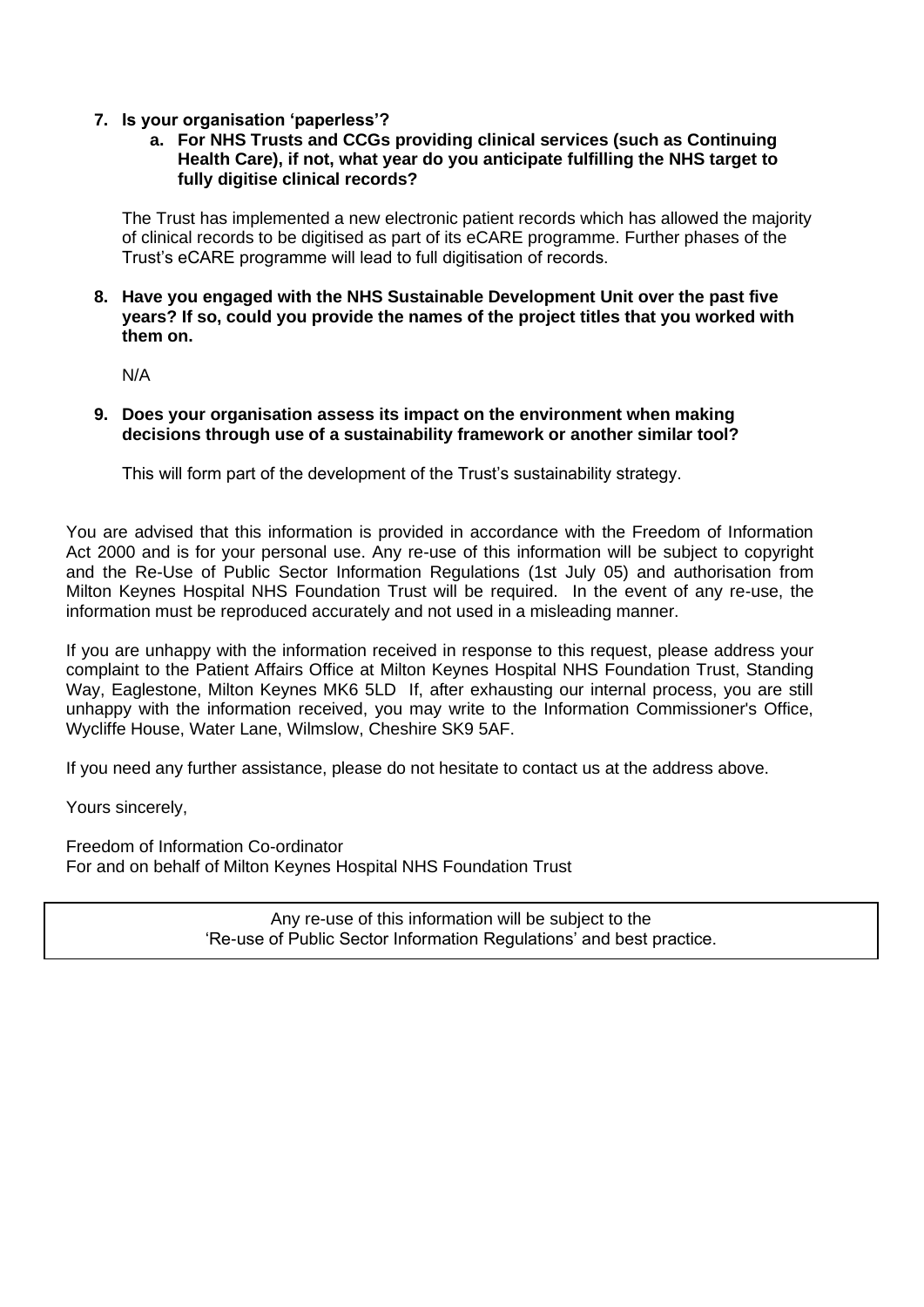**7. Is your organisation 'paperless'?**

**a. For NHS Trusts and CCGs providing clinical services (such as Continuing Health Care), if not, what year do you anticipate fulfilling the NHS target to fully digitise clinical records?**

The Trust has implemented a new electronic patient records which has allowed the majority of clinical records to be digitised as part of its eCARE programme. Further phases of the Trust's eCARE programme will lead to full digitisation of records.

**8. Have you engaged with the NHS Sustainable Development Unit over the past five years? If so, could you provide the names of the project titles that you worked with them on.**

N/A

**9. Does your organisation assess its impact on the environment when making decisions through use of a sustainability framework or another similar tool?**

This will form part of the development of the Trust's sustainability strategy.

You are advised that this information is provided in accordance with the Freedom of Information Act 2000 and is for your personal use. Any re-use of this information will be subject to copyright and the Re-Use of Public Sector Information Regulations (1st July 05) and authorisation from Milton Keynes Hospital NHS Foundation Trust will be required. In the event of any re-use, the information must be reproduced accurately and not used in a misleading manner.

If you are unhappy with the information received in response to this request, please address your complaint to the Patient Affairs Office at Milton Keynes Hospital NHS Foundation Trust, Standing Way, Eaglestone, Milton Keynes MK6 5LD If, after exhausting our internal process, you are still unhappy with the information received, you may write to the Information Commissioner's Office, Wycliffe House, Water Lane, Wilmslow, Cheshire SK9 5AF.

If you need any further assistance, please do not hesitate to contact us at the address above.

Yours sincerely,

Freedom of Information Co-ordinator
For and on behalf of Milton Keynes Hospital NHS Foundation Trust

Any re-use of this information will be subject to the 'Re-use of Public Sector Information Regulations' and best practice.